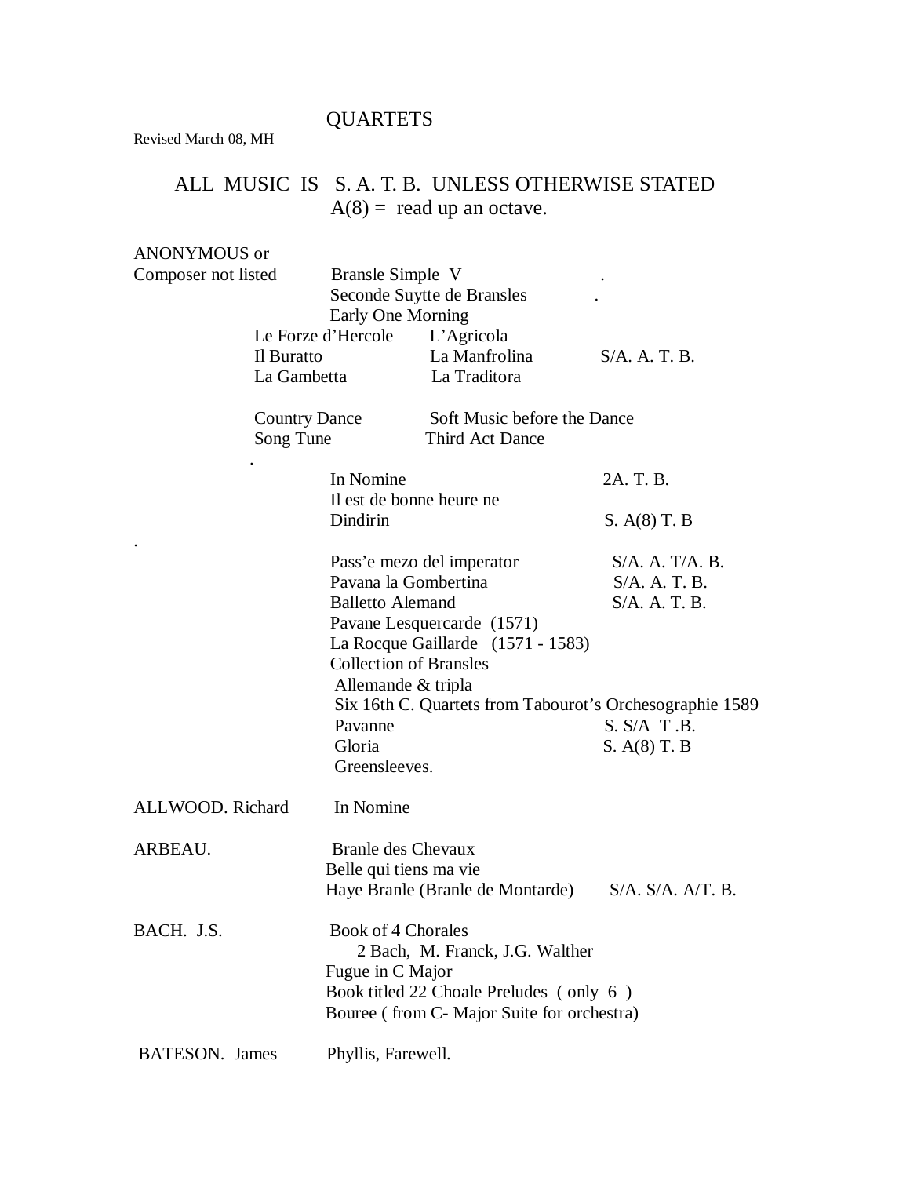# QUARTETS

Revised March 08, MH

**ALL MUSIC IS S. A. T. B. UNLESS OTHERWISE STATED**
A(8) = read up an octave.

| Composer | Title | | Voicing |
|---|---|---|---|
| ANONYMOUS or Composer not listed | Bransle Simple V | | . |
| | Seconde Suytte de Bransles | | . |
| | Early One Morning | | |
| | Le Forze d'Hercole | L'Agricola | |
| | Il Buratto | La Manfrolina | S/A. A. T. B. |
| | La Gambetta | La Traditora | |
| | Country Dance | Soft Music before the Dance | |
| | Song Tune | Third Act Dance | |
| | . | | |
| | In Nomine | | 2A. T. B. |
| | Il est de bonne heure ne | | |
| | Dindirin | | S. A(8) T. B |
| . | | | |
| | Pass'e mezo del imperator | | S/A. A. T/A. B. |
| | Pavana la Gombertina | | S/A. A. T. B. |
| | Balletto Alemand | | S/A. A. T. B. |
| | Pavane Lesquercarde (1571) | | |
| | La Rocque Gaillarde (1571 - 1583) | | |
| | Collection of Bransles | | |
| | Allemande & tripla | | |
| | Six 16th C. Quartets from Tabourot's Orchesographie 1589 | | |
| | Pavanne | | S. S/A T .B. |
| | Gloria | | S. A(8) T. B |
| | Greensleeves. | | |
| ALLWOOD. Richard | In Nomine | | |
| ARBEAU. | Branle des Chevaux | | |
| | Belle qui tiens ma vie | | |
| | Haye Branle (Branle de Montarde) | | S/A. S/A. A/T. B. |
| BACH. J.S. | Book of 4 Chorales | | |
| | 2 Bach, M. Franck, J.G. Walther | | |
| | Fugue in C Major | | |
| | Book titled 22 Choale Preludes ( only 6 ) | | |
| | Bouree ( from C- Major Suite for orchestra) | | |
| BATESON. James | Phyllis, Farewell. | | |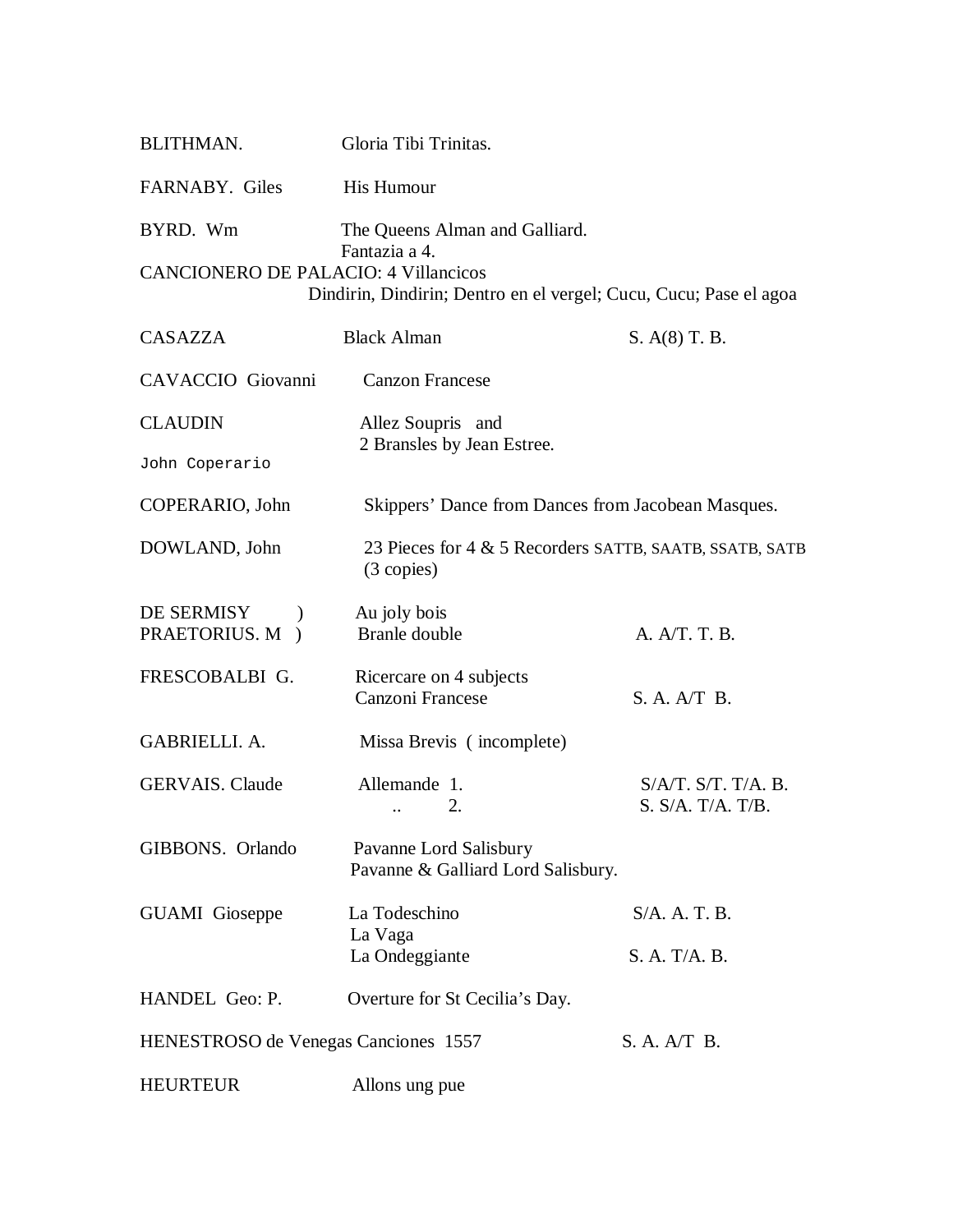| Composer | Title | Voicing |
|---|---|---|
| BLITHMAN. | Gloria Tibi Trinitas. | |
| FARNABY. Giles | His Humour | |
| BYRD. Wm | The Queens Alman and Galliard.<br>Fantazia a 4. | |
| CANCIONERO DE PALACIO: 4 Villancicos | Dindirin, Dindirin; Dentro en el vergel; Cucu, Cucu; Pase el agoa | |
| CASAZZA | Black Alman | S. A(8) T. B. |
| CAVACCIO Giovanni | Canzon Francese | |
| CLAUDIN | Allez Soupris and<br>2 Bransles by Jean Estree. | |
| John Coperario | | |
| COPERARIO, John | Skippers' Dance from Dances from Jacobean Masques. | |
| DOWLAND, John | 23 Pieces for 4 & 5 Recorders SATTB, SAATB, SSATB, SATB<br>(3 copies) | |
| DE SERMISY )<br>PRAETORIUS. M ) | Au joly bois<br>Branle double | A. A/T. T. B. |
| FRESCOBALBI G. | Ricercare on 4 subjects<br>Canzoni Francese | S. A. A/T B. |
| GABRIELLI. A. | Missa Brevis ( incomplete) | |
| GERVAIS. Claude | Allemande 1.<br>.. 2. | S/A/T. S/T. T/A. B.<br>S. S/A. T/A. T/B. |
| GIBBONS. Orlando | Pavanne Lord Salisbury<br>Pavanne & Galliard Lord Salisbury. | |
| GUAMI Gioseppe | La Todeschino<br>La Vaga<br>La Ondeggiante | S/A. A. T. B.<br><br>S. A. T/A. B. |
| HANDEL Geo: P. | Overture for St Cecilia's Day. | |
| HENESTROSO de Venegas | Canciones 1557 | S. A. A/T B. |
| HEURTEUR | Allons ung pue | |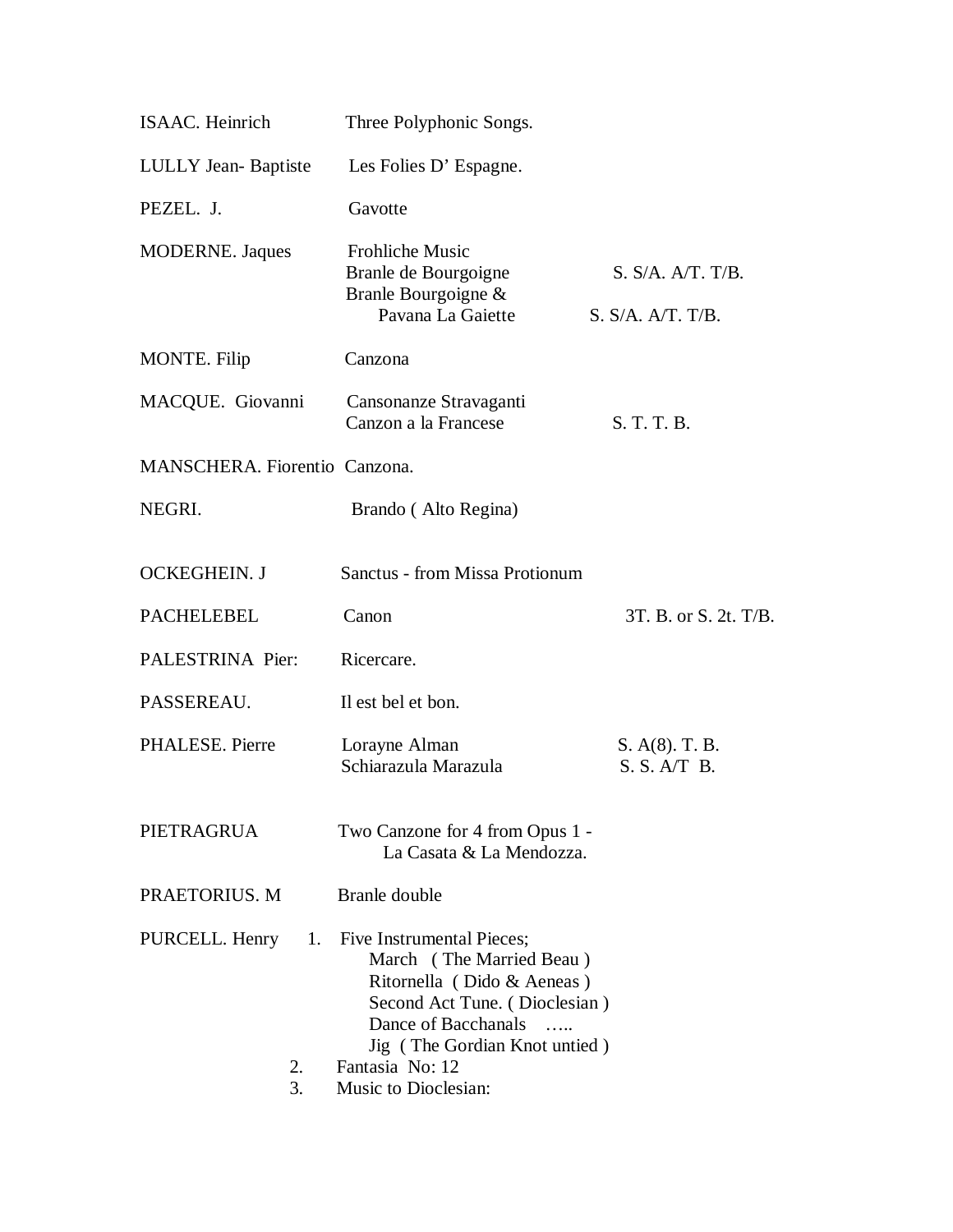| Composer | Work | Voicing |
|---|---|---|
| ISAAC. Heinrich | Three Polyphonic Songs. | |
| LULLY Jean- Baptiste | Les Folies D' Espagne. | |
| PEZEL. J. | Gavotte | |
| MODERNE. Jaques | Frohliche Music | |
| | Branle de Bourgoigne | S. S/A. A/T. T/B. |
| | Branle Bourgoigne & Pavana La Gaiette | S. S/A. A/T. T/B. |
| MONTE. Filip | Canzona | |
| MACQUE. Giovanni | Cansonanze Stravaganti | |
| | Canzon a la Francese | S. T. T. B. |
| MANSCHERA. Fiorentio | Canzona. | |
| NEGRI. | Brando ( Alto Regina) | |
| OCKEGHEIN. J | Sanctus - from Missa Protionum | |
| PACHELEBEL | Canon | 3T. B. or S. 2t. T/B. |
| PALESTRINA Pier: | Ricercare. | |
| PASSEREAU. | Il est bel et bon. | |
| PHALESE. Pierre | Lorayne Alman | S. A(8). T. B. |
| | Schiarazula Marazula | S. S. A/T B. |
| PIETRAGRUA | Two Canzone for 4 from Opus 1 - La Casata & La Mendozza. | |
| PRAETORIUS. M | Branle double | |

PURCELL. Henry

1. Five Instrumental Pieces;
   - March ( The Married Beau )
   - Ritornella ( Dido & Aeneas )
   - Second Act Tune. ( Dioclesian )
   - Dance of Bacchanals …..
   - Jig ( The Gordian Knot untied )
2. Fantasia No: 12
3. Music to Dioclesian: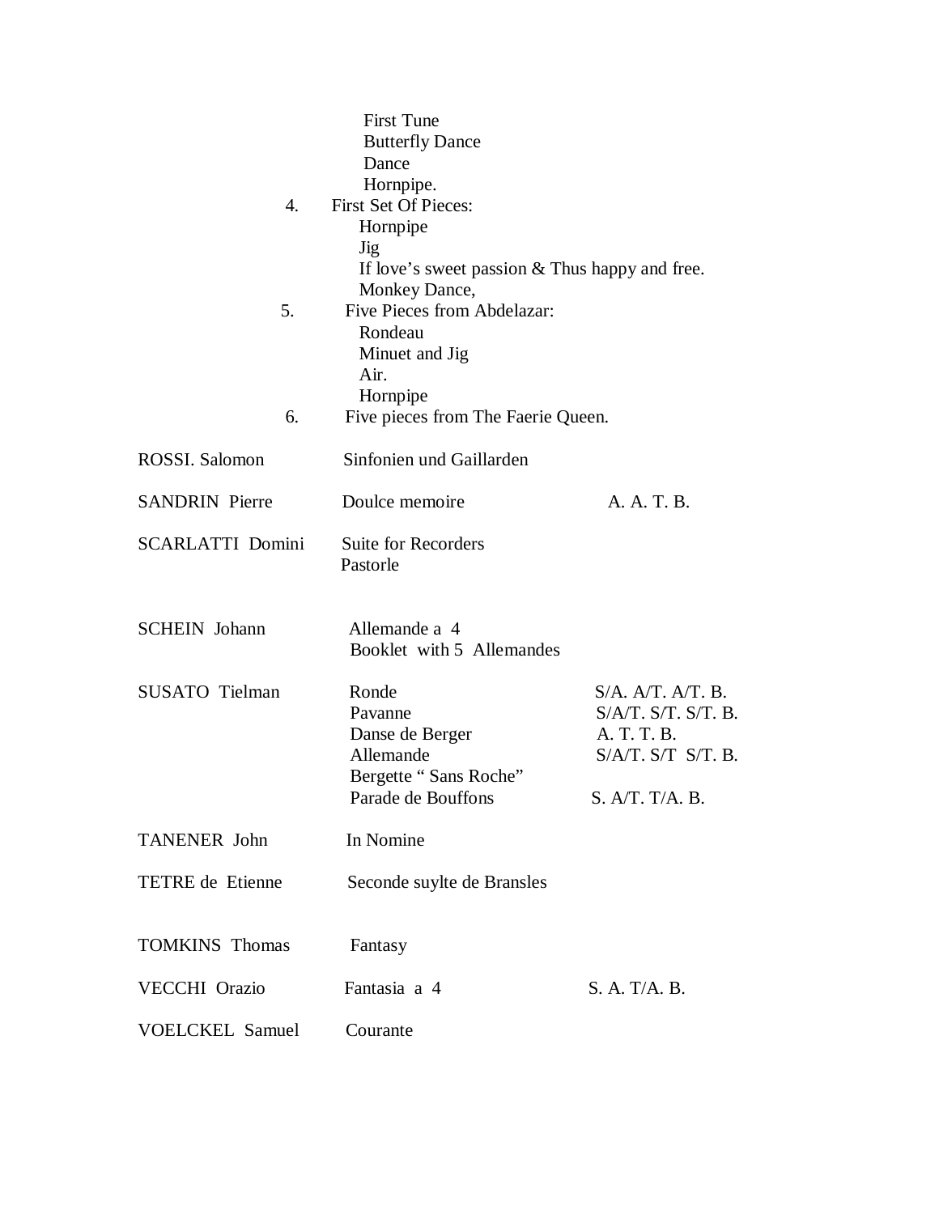First Tune
Butterfly Dance
Dance
Hornpipe.

4. First Set Of Pieces:
   Hornpipe
   Jig
   If love's sweet passion & Thus happy and free.
   Monkey Dance,

5. Five Pieces from Abdelazar:
   Rondeau
   Minuet and Jig
   Air.
   Hornpipe

6. Five pieces from The Faerie Queen.

| | | |
|---|---|---|
| ROSSI. Salomon | Sinfonien und Gaillarden | |
| SANDRIN Pierre | Doulce memoire | A. A. T. B. |
| SCARLATTI Domini | Suite for Recorders<br>Pastorle | |
| SCHEIN Johann | Allemande a 4<br>Booklet with 5 Allemandes | |
| SUSATO Tielman | Ronde | S/A. A/T. A/T. B. |
| | Pavanne | S/A/T. S/T. S/T. B. |
| | Danse de Berger | A. T. T. B. |
| | Allemande | S/A/T. S/T S/T. B. |
| | Bergette " Sans Roche" | |
| | Parade de Bouffons | S. A/T. T/A. B. |
| TANENER John | In Nomine | |
| TETRE de Etienne | Seconde suylte de Bransles | |
| TOMKINS Thomas | Fantasy | |
| VECCHI Orazio | Fantasia a 4 | S. A. T/A. B. |
| VOELCKEL Samuel | Courante | |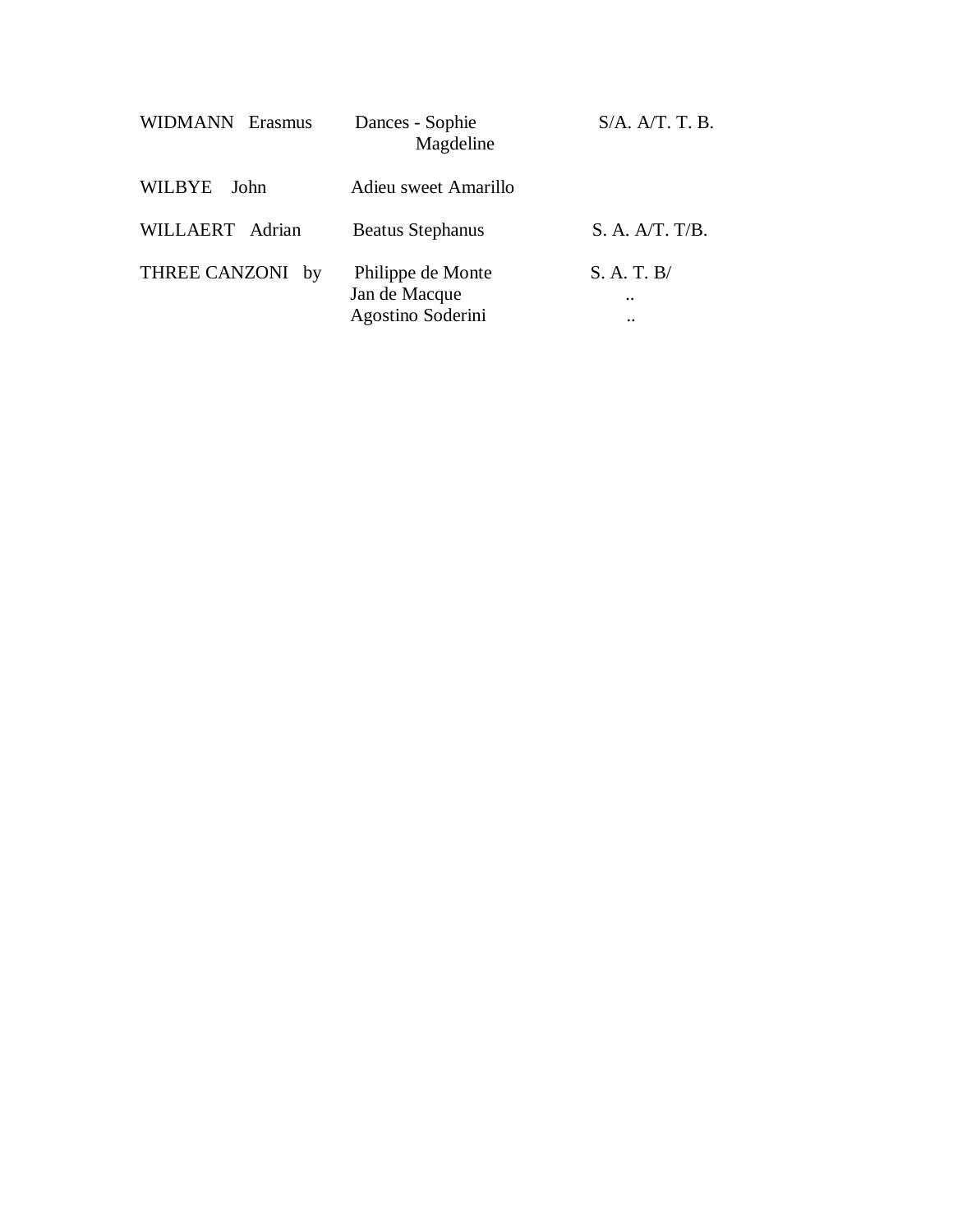| | | |
|---|---|---|
| WIDMANN Erasmus | Dances - Sophie<br>Magdeline | S/A. A/T. T. B. |
| WILBYE John | Adieu sweet Amarillo | |
| WILLAERT Adrian | Beatus Stephanus | S. A. A/T. T/B. |
| THREE CANZONI by | Philippe de Monte<br>Jan de Macque<br>Agostino Soderini | S. A. T. B/<br>..<br>.. |